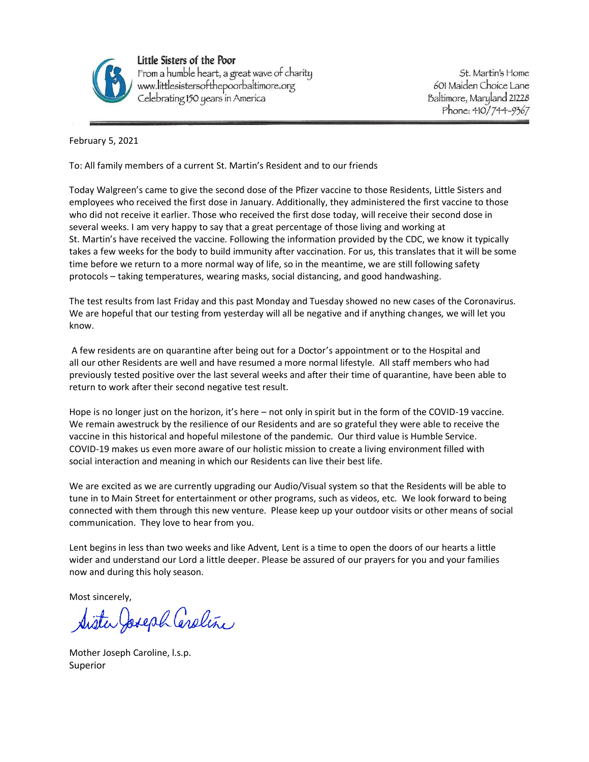**Little Sisters of the Poor**
From a humble heart, a great wave of charity
www.littlesistersofthepoorbaltimore.org
Celebrating 150 years in America

St. Martin's Home
601 Maiden Choice Lane
Baltimore, Maryland 21228
Phone: 410/744-9367

---

February 5, 2021

To: All family members of a current St. Martin's Resident and to our friends

Today Walgreen's came to give the second dose of the Pfizer vaccine to those Residents, Little Sisters and employees who received the first dose in January. Additionally, they administered the first vaccine to those who did not receive it earlier. Those who received the first dose today, will receive their second dose in several weeks. I am very happy to say that a great percentage of those living and working at St. Martin's have received the vaccine. Following the information provided by the CDC, we know it typically takes a few weeks for the body to build immunity after vaccination. For us, this translates that it will be some time before we return to a more normal way of life, so in the meantime, we are still following safety protocols – taking temperatures, wearing masks, social distancing, and good handwashing.

The test results from last Friday and this past Monday and Tuesday showed no new cases of the Coronavirus. We are hopeful that our testing from yesterday will all be negative and if anything changes, we will let you know.

A few residents are on quarantine after being out for a Doctor's appointment or to the Hospital and all our other Residents are well and have resumed a more normal lifestyle. All staff members who had previously tested positive over the last several weeks and after their time of quarantine, have been able to return to work after their second negative test result.

Hope is no longer just on the horizon, it's here – not only in spirit but in the form of the COVID-19 vaccine. We remain awestruck by the resilience of our Residents and are so grateful they were able to receive the vaccine in this historical and hopeful milestone of the pandemic. Our third value is Humble Service. COVID-19 makes us even more aware of our holistic mission to create a living environment filled with social interaction and meaning in which our Residents can live their best life.

We are excited as we are currently upgrading our Audio/Visual system so that the Residents will be able to tune in to Main Street for entertainment or other programs, such as videos, etc. We look forward to being connected with them through this new venture. Please keep up your outdoor visits or other means of social communication. They love to hear from you.

Lent begins in less than two weeks and like Advent, Lent is a time to open the doors of our hearts a little wider and understand our Lord a little deeper. Please be assured of our prayers for you and your families now and during this holy season.

Most sincerely,

Sister Joseph Caroline

Mother Joseph Caroline, l.s.p.
Superior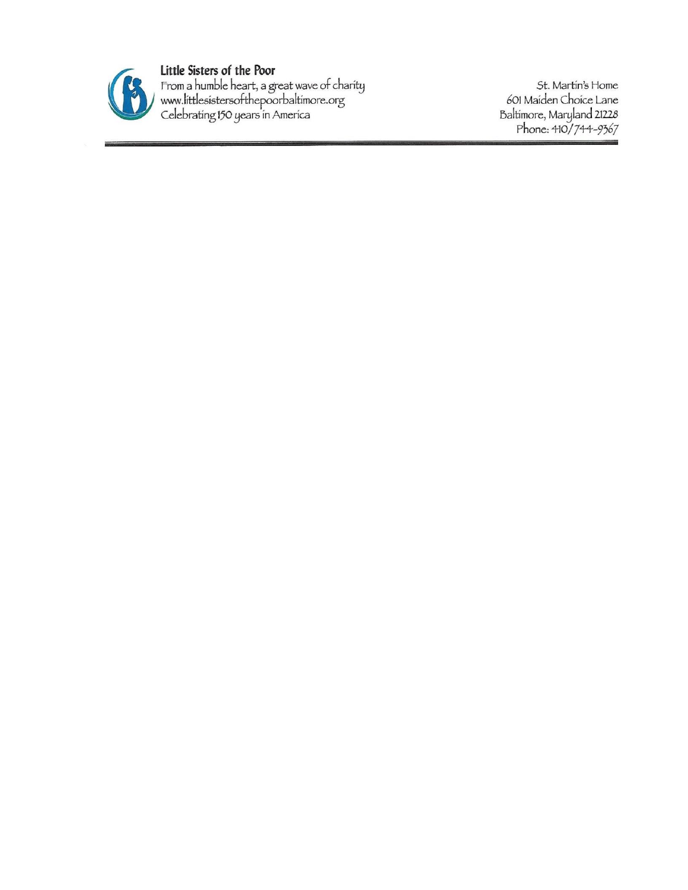**Little Sisters of the Poor**
From a humble heart, a great wave of charity
www.littlesistersofthepoorbaltimore.org
Celebrating 150 years in America

St. Martin's Home
601 Maiden Choice Lane
Baltimore, Maryland 21228
Phone: 410/744-9367